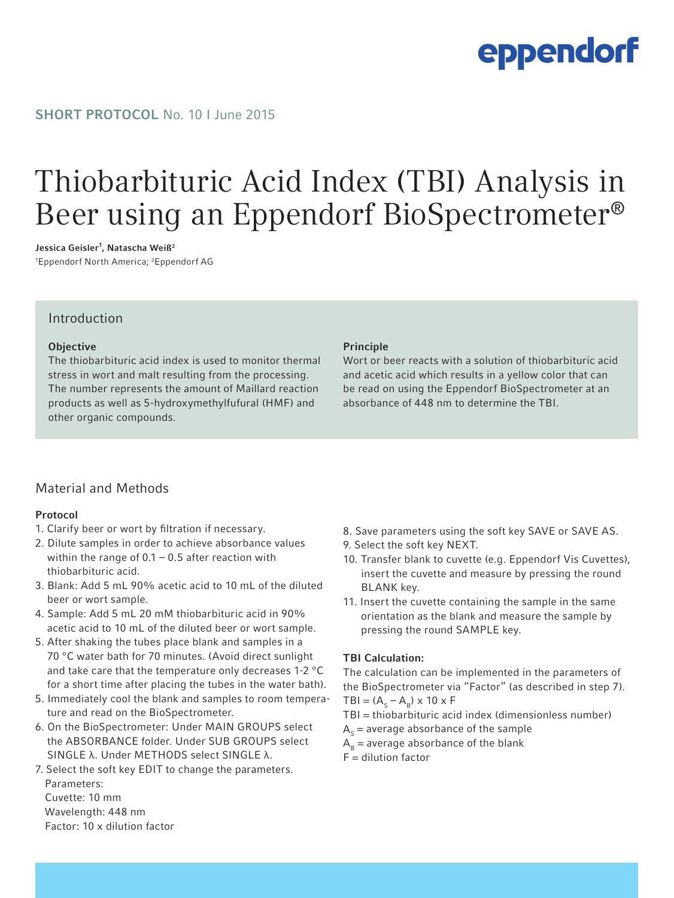SHORT PROTOCOL No. 10 I June 2015

# Thiobarbituric Acid Index (TBI) Analysis in Beer using an Eppendorf BioSpectrometer®

**Jessica Geisler[1], Natascha Weiß[2]**
[1]Eppendorf North America; [2]Eppendorf AG

## Introduction

### Objective

The thiobarbituric acid index is used to monitor thermal stress in wort and malt resulting from the processing. The number represents the amount of Maillard reaction products as well as 5-hydroxymethylfufural (HMF) and other organic compounds.

### Principle

Wort or beer reacts with a solution of thiobarbituric acid and acetic acid which results in a yellow color that can be read on using the Eppendorf BioSpectrometer at an absorbance of 448 nm to determine the TBI.

## Material and Methods

### Protocol

1. Clarify beer or wort by filtration if necessary.
2. Dilute samples in order to achieve absorbance values within the range of 0.1 – 0.5 after reaction with thiobarbituric acid.
3. Blank: Add 5 mL 90% acetic acid to 10 mL of the diluted beer or wort sample.
4. Sample: Add 5 mL 20 mM thiobarbituric acid in 90% acetic acid to 10 mL of the diluted beer or wort sample.
5. After shaking the tubes place blank and samples in a 70 °C water bath for 70 minutes. (Avoid direct sunlight and take care that the temperature only decreases 1-2 °C for a short time after placing the tubes in the water bath).
5. Immediately cool the blank and samples to room temperature and read on the BioSpectrometer.
6. On the BioSpectrometer: Under MAIN GROUPS select the ABSORBANCE folder. Under SUB GROUPS select SINGLE λ. Under METHODS select SINGLE λ.
7. Select the soft key EDIT to change the parameters.
   Parameters:
   Cuvette: 10 mm
   Wavelength: 448 nm
   Factor: 10 x dilution factor
8. Save parameters using the soft key SAVE or SAVE AS.
9. Select the soft key NEXT.
10. Transfer blank to cuvette (e.g. Eppendorf Vis Cuvettes), insert the cuvette and measure by pressing the round BLANK key.
11. Insert the cuvette containing the sample in the same orientation as the blank and measure the sample by pressing the round SAMPLE key.

### TBI Calculation:

The calculation can be implemented in the parameters of the BioSpectrometer via "Factor" (as described in step 7).

$TBI = (A_S - A_B) \times 10 \times F$

TBI = thiobarbituric acid index (dimensionless number)
$A_S$ = average absorbance of the sample
$A_B$ = average absorbance of the blank
F = dilution factor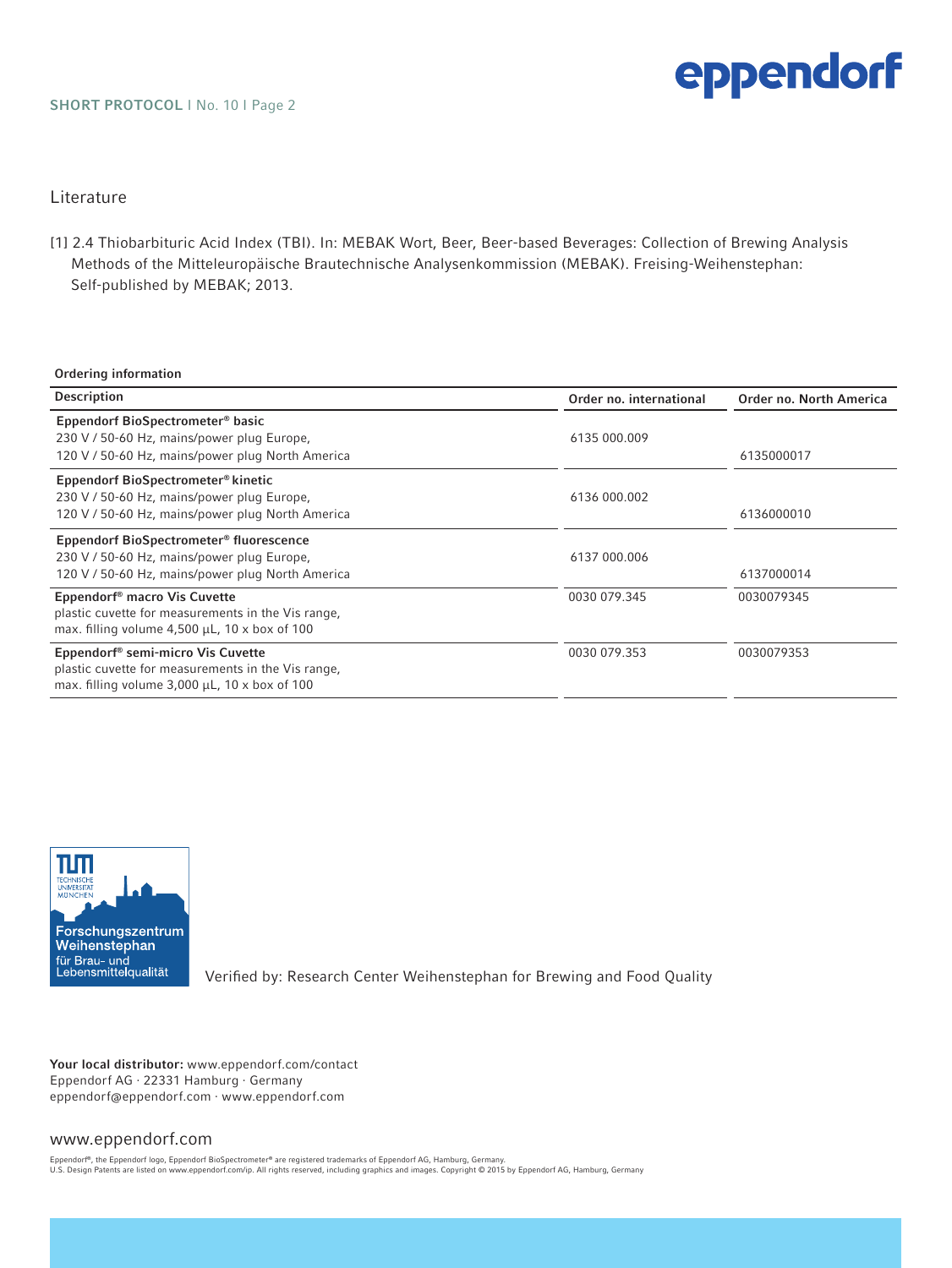## Literature

[1] 2.4 Thiobarbituric Acid Index (TBI). In: MEBAK Wort, Beer, Beer-based Beverages: Collection of Brewing Analysis Methods of the Mitteleuropäische Brautechnische Analysenkommission (MEBAK). Freising-Weihenstephan: Self-published by MEBAK; 2013.

**Ordering information**

| Description | Order no. international | Order no. North America |
|---|---|---|
| **Eppendorf BioSpectrometer® basic**<br>230 V / 50-60 Hz, mains/power plug Europe,<br>120 V / 50-60 Hz, mains/power plug North America | 6135 000.009 | 6135000017 |
| **Eppendorf BioSpectrometer® kinetic**<br>230 V / 50-60 Hz, mains/power plug Europe,<br>120 V / 50-60 Hz, mains/power plug North America | 6136 000.002 | 6136000010 |
| **Eppendorf BioSpectrometer® fluorescence**<br>230 V / 50-60 Hz, mains/power plug Europe,<br>120 V / 50-60 Hz, mains/power plug North America | 6137 000.006 | 6137000014 |
| **Eppendorf® macro Vis Cuvette**<br>plastic cuvette for measurements in the Vis range,<br>max. filling volume 4,500 µL, 10 x box of 100 | 0030 079.345 | 0030079345 |
| **Eppendorf® semi-micro Vis Cuvette**<br>plastic cuvette for measurements in the Vis range,<br>max. filling volume 3,000 µL, 10 x box of 100 | 0030 079.353 | 0030079353 |

TUM Technische Universität München
Forschungszentrum Weihenstephan für Brau- und Lebensmittelqualität

Verified by: Research Center Weihenstephan for Brewing and Food Quality

**Your local distributor:** www.eppendorf.com/contact
Eppendorf AG · 22331 Hamburg · Germany
eppendorf@eppendorf.com · www.eppendorf.com

www.eppendorf.com

Eppendorf®, the Eppendorf logo, Eppendorf BioSpectrometer® are registered trademarks of Eppendorf AG, Hamburg, Germany.
U.S. Design Patents are listed on www.eppendorf.com/ip. All rights reserved, including graphics and images. Copyright © 2015 by Eppendorf AG, Hamburg, Germany